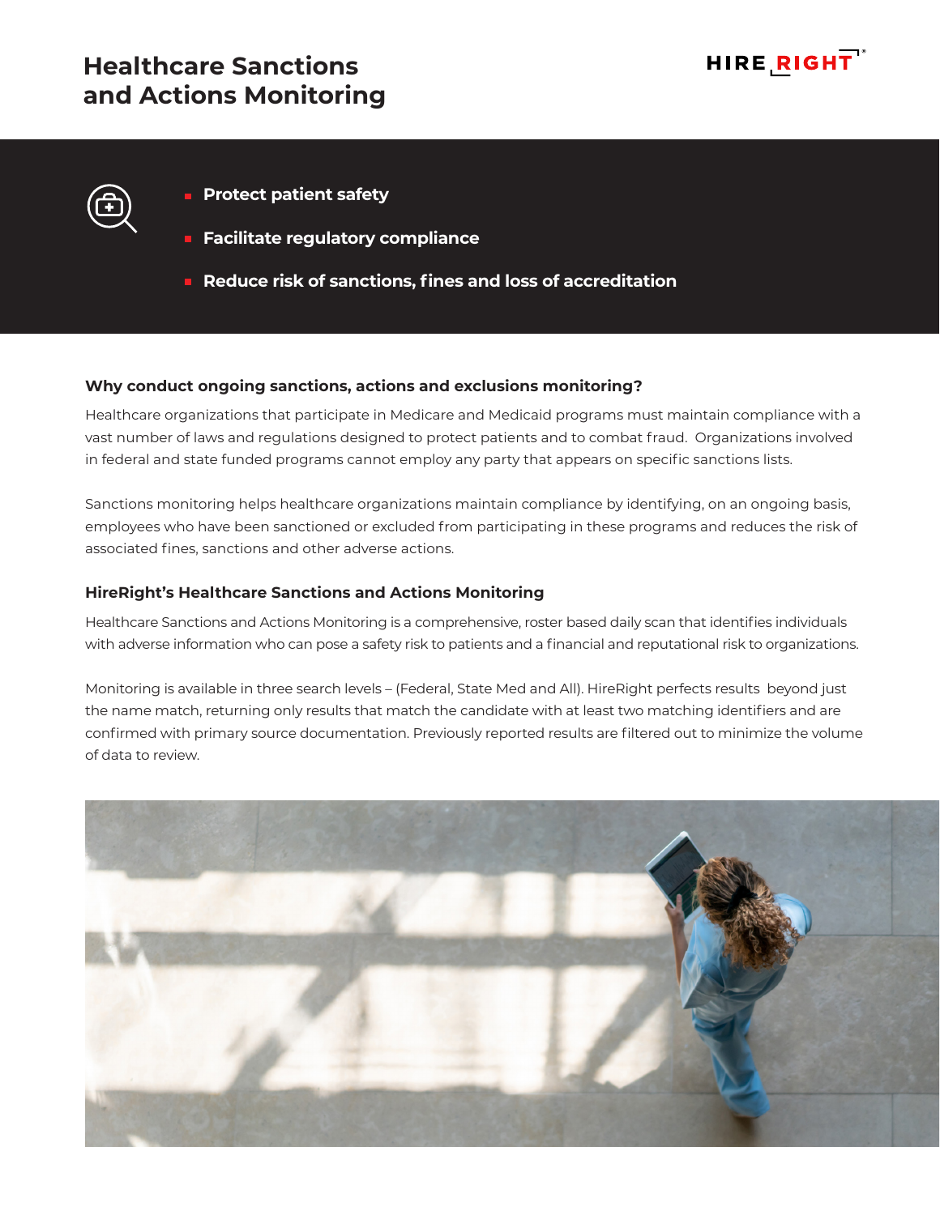# Healthcare Sanctions and Actions Monitoring

HIRE RIGHT

- **Protect patient safety**
- **Facilitate regulatory compliance**
- **Reduce risk of sanctions, fines and loss of accreditation**

### Why conduct ongoing sanctions, actions and exclusions monitoring?

Healthcare organizations that participate in Medicare and Medicaid programs must maintain compliance with a vast number of laws and regulations designed to protect patients and to combat fraud. Organizations involved in federal and state funded programs cannot employ any party that appears on specific sanctions lists.

Sanctions monitoring helps healthcare organizations maintain compliance by identifying, on an ongoing basis, employees who have been sanctioned or excluded from participating in these programs and reduces the risk of associated fines, sanctions and other adverse actions.

### HireRight's Healthcare Sanctions and Actions Monitoring

Healthcare Sanctions and Actions Monitoring is a comprehensive, roster based daily scan that identifies individuals with adverse information who can pose a safety risk to patients and a financial and reputational risk to organizations.

Monitoring is available in three search levels – (Federal, State Med and All). HireRight perfects results beyond just the name match, returning only results that match the candidate with at least two matching identifiers and are confirmed with primary source documentation. Previously reported results are filtered out to minimize the volume of data to review.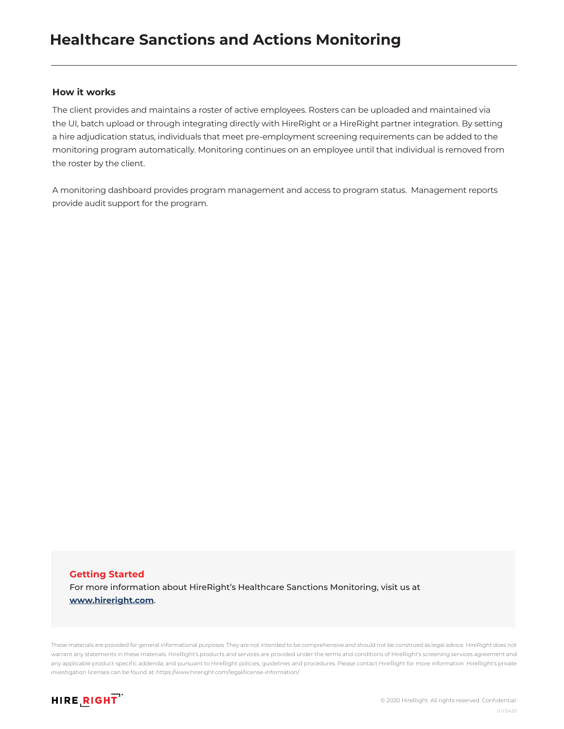# Healthcare Sanctions and Actions Monitoring

### How it works

The client provides and maintains a roster of active employees. Rosters can be uploaded and maintained via the UI, batch upload or through integrating directly with HireRight or a HireRight partner integration. By setting a hire adjudication status, individuals that meet pre-employment screening requirements can be added to the monitoring program automatically. Monitoring continues on an employee until that individual is removed from the roster by the client.

A monitoring dashboard provides program management and access to program status. Management reports provide audit support for the program.

### Getting Started

For more information about HireRight's Healthcare Sanctions Monitoring, visit us at **www.hireright.com**.

These materials are provided for general informational purposes. They are not intended to be comprehensive and should not be construed as legal advice. HireRight does not warrant any statements in these materials. HireRight's products and services are provided under the terms and conditions of HireRight's screening services agreement and any applicable product-specific addenda, and pursuant to HireRight policies, guidelines and procedures. Please contact HireRight for more information. HireRight's private investigation licenses can be found at: https://www.hireright.com/legal/license-information/

HIRERIGHT

© 2020 HireRight. All rights reserved. Confidential.

U.V.0420